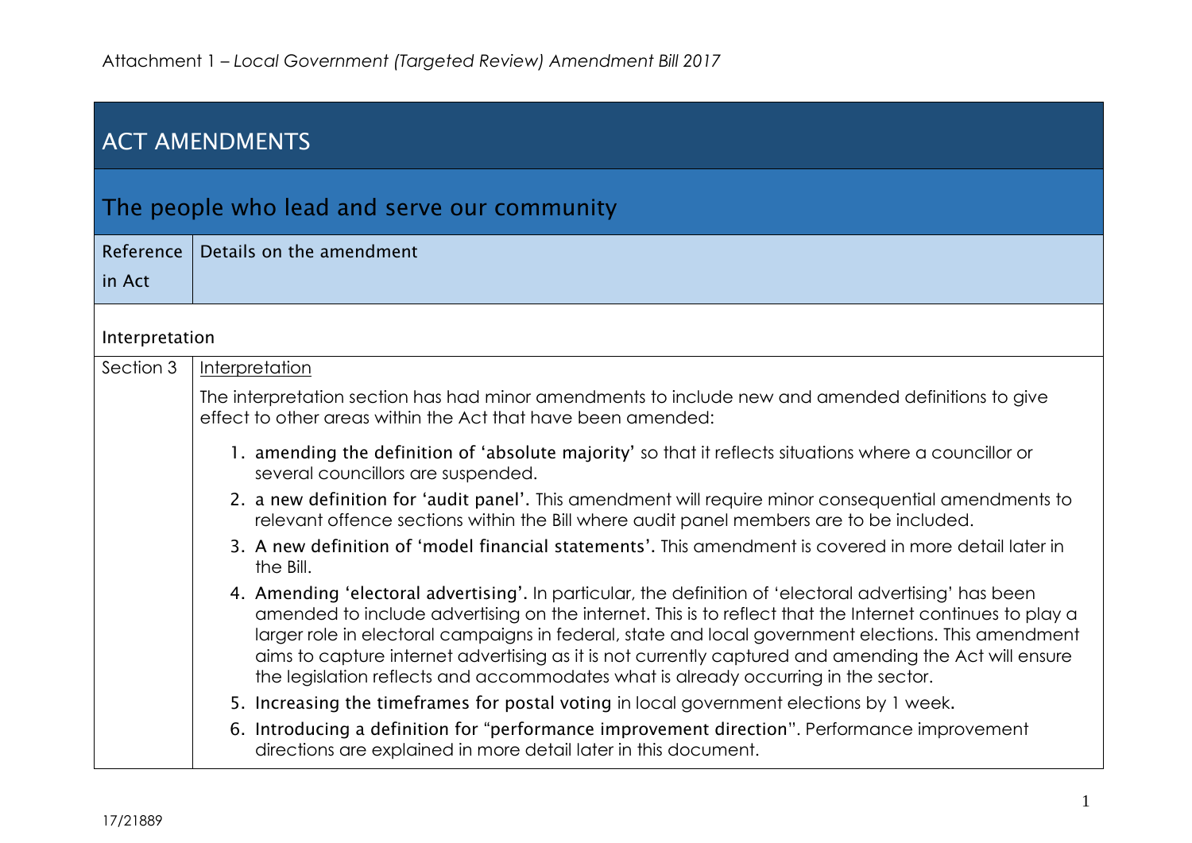Attachment 1 – *Local Government (Targeted Review) Amendment Bill 2017*

# ACT AMENDMENTS

## The people who lead and serve our community

| Reference in Act | Details on the amendment |
|---|---|
| **Interpretation** | |
| Section 3 | Interpretation<br><br>The interpretation section has had minor amendments to include new and amended definitions to give effect to other areas within the Act that have been amended:<br><br>1. **amending the definition of 'absolute majority'** so that it reflects situations where a councillor or several councillors are suspended.<br>2. **a new definition for 'audit panel'.** This amendment will require minor consequential amendments to relevant offence sections within the Bill where audit panel members are to be included.<br>3. **A new definition of 'model financial statements'.** This amendment is covered in more detail later in the Bill.<br>4. **Amending 'electoral advertising'.** In particular, the definition of 'electoral advertising' has been amended to include advertising on the internet. This is to reflect that the Internet continues to play a larger role in electoral campaigns in federal, state and local government elections. This amendment aims to capture internet advertising as it is not currently captured and amending the Act will ensure the legislation reflects and accommodates what is already occurring in the sector.<br>5. **Increasing the timeframes for postal voting** in local government elections by 1 week.<br>6. **Introducing a definition for "performance improvement direction"**. Performance improvement directions are explained in more detail later in this document. |

17/21889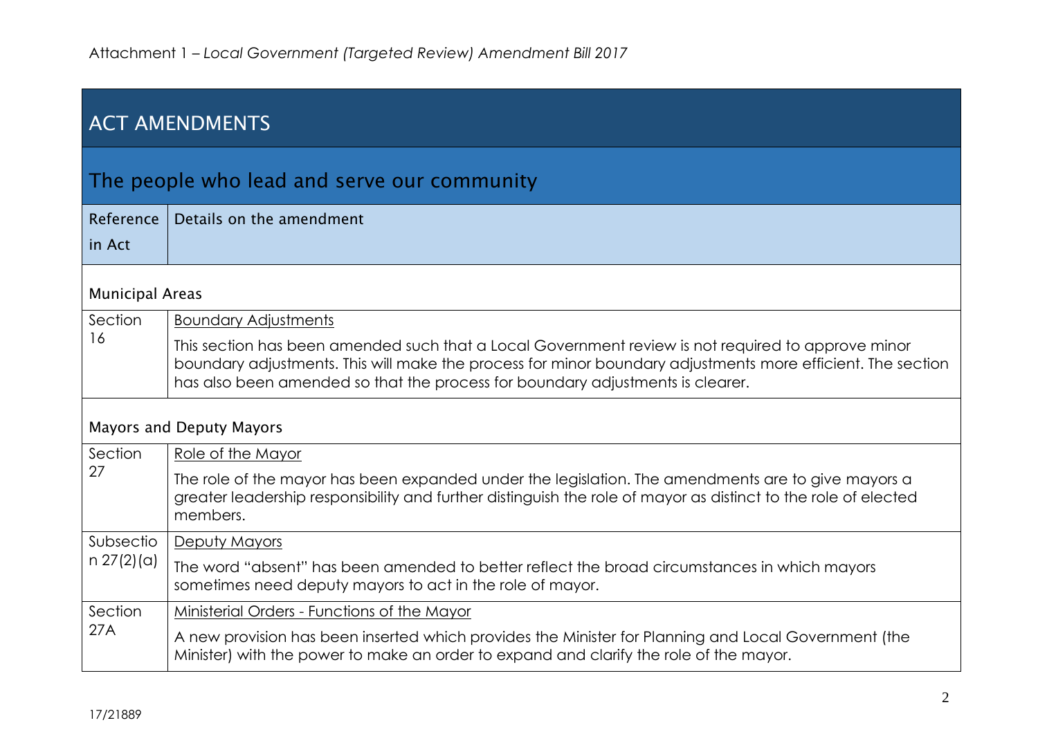# ACT AMENDMENTS

## The people who lead and serve our community

| Reference in Act | Details on the amendment |
|---|---|
| **Municipal Areas** | |
| Section 16 | Boundary Adjustments<br><br>This section has been amended such that a Local Government review is not required to approve minor boundary adjustments. This will make the process for minor boundary adjustments more efficient. The section has also been amended so that the process for boundary adjustments is clearer. |
| **Mayors and Deputy Mayors** | |
| Section 27 | Role of the Mayor<br><br>The role of the mayor has been expanded under the legislation. The amendments are to give mayors a greater leadership responsibility and further distinguish the role of mayor as distinct to the role of elected members. |
| Subsection 27(2)(a) | Deputy Mayors<br><br>The word "absent" has been amended to better reflect the broad circumstances in which mayors sometimes need deputy mayors to act in the role of mayor. |
| Section 27A | Ministerial Orders - Functions of the Mayor<br><br>A new provision has been inserted which provides the Minister for Planning and Local Government (the Minister) with the power to make an order to expand and clarify the role of the mayor. |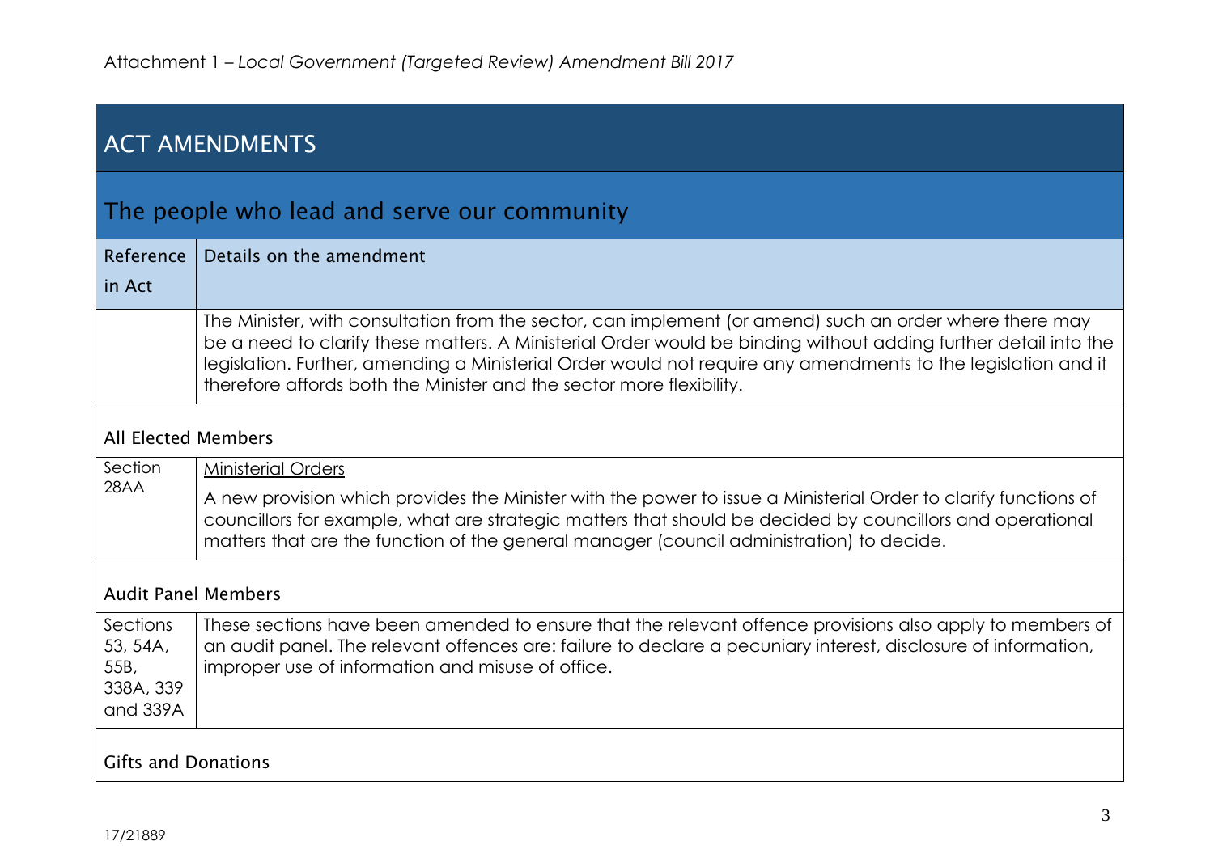## ACT AMENDMENTS

### The people who lead and serve our community

| Reference in Act | Details on the amendment |
| --- | --- |
| | The Minister, with consultation from the sector, can implement (or amend) such an order where there may be a need to clarify these matters. A Ministerial Order would be binding without adding further detail into the legislation. Further, amending a Ministerial Order would not require any amendments to the legislation and it therefore affords both the Minister and the sector more flexibility. |
| **All Elected Members** | |
| Section 28AA | Ministerial Orders<br>A new provision which provides the Minister with the power to issue a Ministerial Order to clarify functions of councillors for example, what are strategic matters that should be decided by councillors and operational matters that are the function of the general manager (council administration) to decide. |
| **Audit Panel Members** | |
| Sections 53, 54A, 55B, 338A, 339 and 339A | These sections have been amended to ensure that the relevant offence provisions also apply to members of an audit panel. The relevant offences are: failure to declare a pecuniary interest, disclosure of information, improper use of information and misuse of office. |
| **Gifts and Donations** | |

17/21889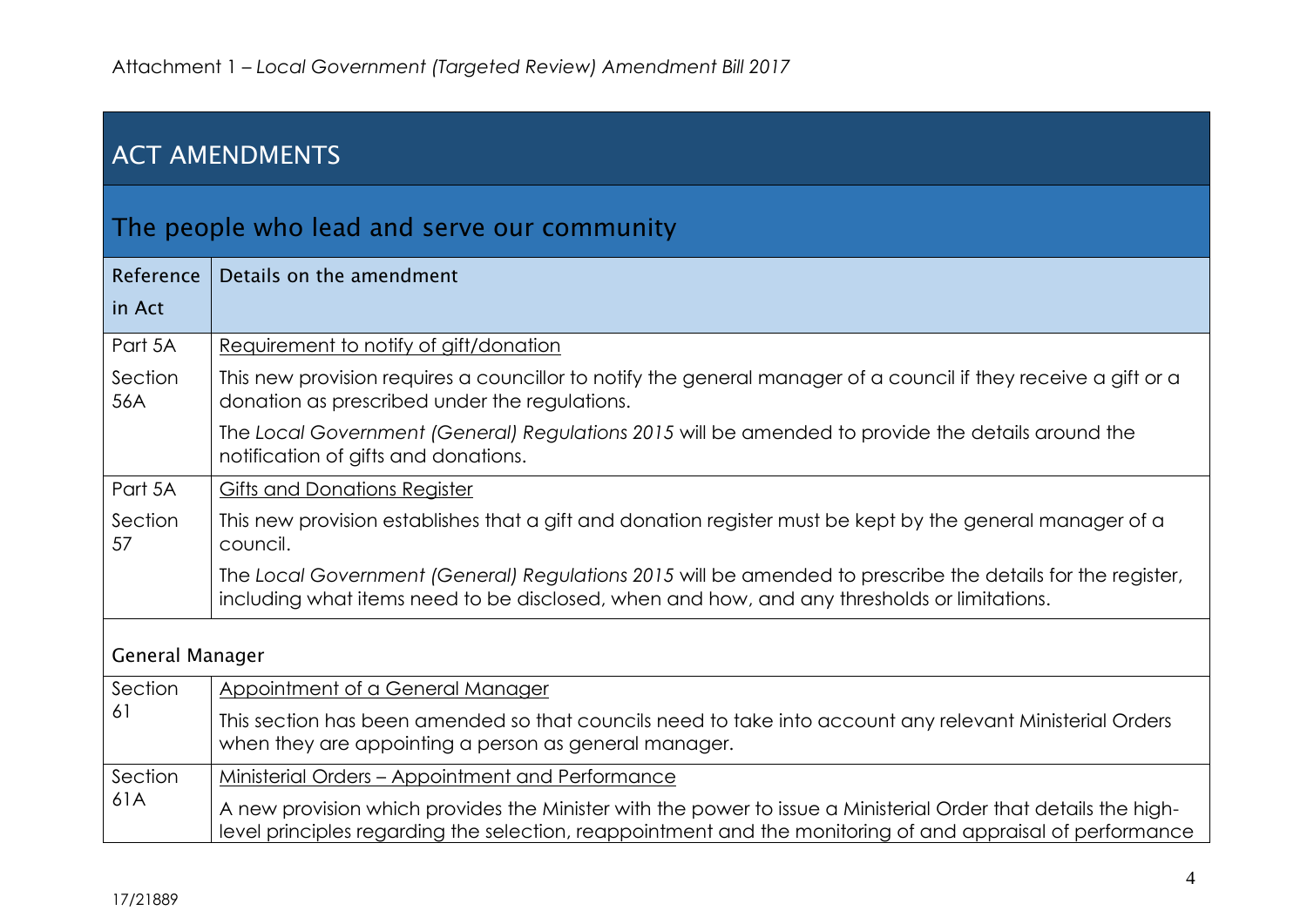## ACT AMENDMENTS

### The people who lead and serve our community

| Reference in Act | Details on the amendment |
|---|---|
| Part 5A Section 56A | Requirement to notify of gift/donation<br>This new provision requires a councillor to notify the general manager of a council if they receive a gift or a donation as prescribed under the regulations.<br>The *Local Government (General) Regulations 2015* will be amended to provide the details around the notification of gifts and donations. |
| Part 5A Section 57 | Gifts and Donations Register<br>This new provision establishes that a gift and donation register must be kept by the general manager of a council.<br>The *Local Government (General) Regulations 2015* will be amended to prescribe the details for the register, including what items need to be disclosed, when and how, and any thresholds or limitations. |
| **General Manager** | |
| Section 61 | Appointment of a General Manager<br>This section has been amended so that councils need to take into account any relevant Ministerial Orders when they are appointing a person as general manager. |
| Section 61A | Ministerial Orders – Appointment and Performance<br>A new provision which provides the Minister with the power to issue a Ministerial Order that details the high-level principles regarding the selection, reappointment and the monitoring of and appraisal of performance |

17/21889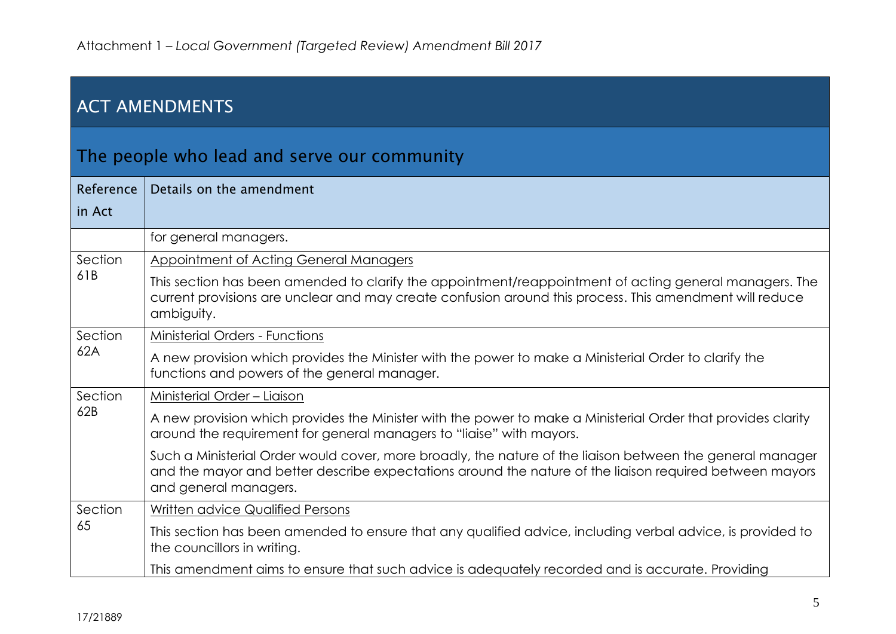## ACT AMENDMENTS

### The people who lead and serve our community

| Reference in Act | Details on the amendment |
| --- | --- |
| | for general managers. |
| Section 61B | Appointment of Acting General Managers<br><br>This section has been amended to clarify the appointment/reappointment of acting general managers. The current provisions are unclear and may create confusion around this process. This amendment will reduce ambiguity. |
| Section 62A | Ministerial Orders - Functions<br><br>A new provision which provides the Minister with the power to make a Ministerial Order to clarify the functions and powers of the general manager. |
| Section 62B | Ministerial Order – Liaison<br><br>A new provision which provides the Minister with the power to make a Ministerial Order that provides clarity around the requirement for general managers to "liaise" with mayors.<br><br>Such a Ministerial Order would cover, more broadly, the nature of the liaison between the general manager and the mayor and better describe expectations around the nature of the liaison required between mayors and general managers. |
| Section 65 | Written advice Qualified Persons<br><br>This section has been amended to ensure that any qualified advice, including verbal advice, is provided to the councillors in writing.<br><br>This amendment aims to ensure that such advice is adequately recorded and is accurate. Providing |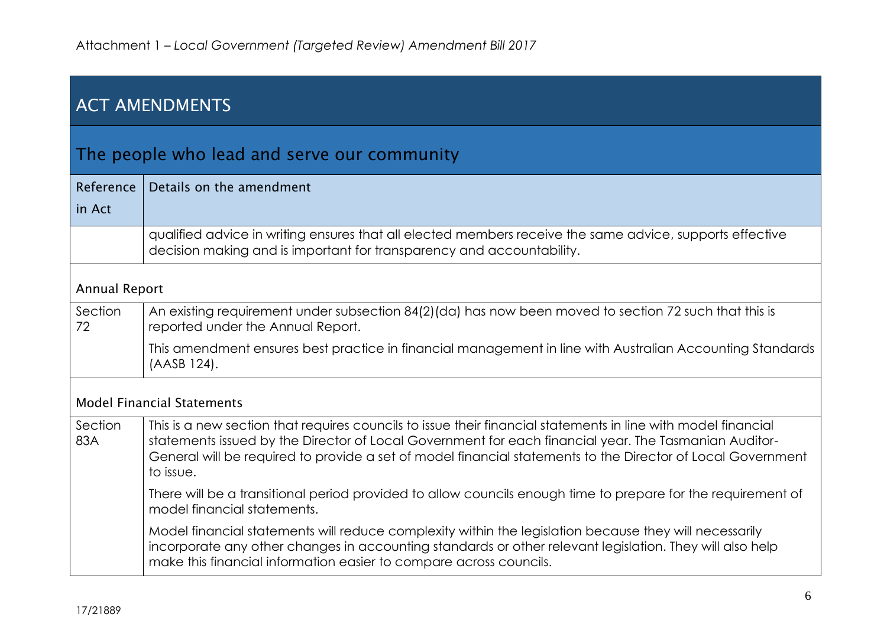## ACT AMENDMENTS

### The people who lead and serve our community

| Reference in Act | Details on the amendment |
| --- | --- |
| | qualified advice in writing ensures that all elected members receive the same advice, supports effective decision making and is important for transparency and accountability. |
| **Annual Report** | |
| Section 72 | An existing requirement under subsection 84(2)(da) has now been moved to section 72 such that this is reported under the Annual Report.<br><br>This amendment ensures best practice in financial management in line with Australian Accounting Standards (AASB 124). |
| **Model Financial Statements** | |
| Section 83A | This is a new section that requires councils to issue their financial statements in line with model financial statements issued by the Director of Local Government for each financial year. The Tasmanian Auditor-General will be required to provide a set of model financial statements to the Director of Local Government to issue.<br><br>There will be a transitional period provided to allow councils enough time to prepare for the requirement of model financial statements.<br><br>Model financial statements will reduce complexity within the legislation because they will necessarily incorporate any other changes in accounting standards or other relevant legislation. They will also help make this financial information easier to compare across councils. |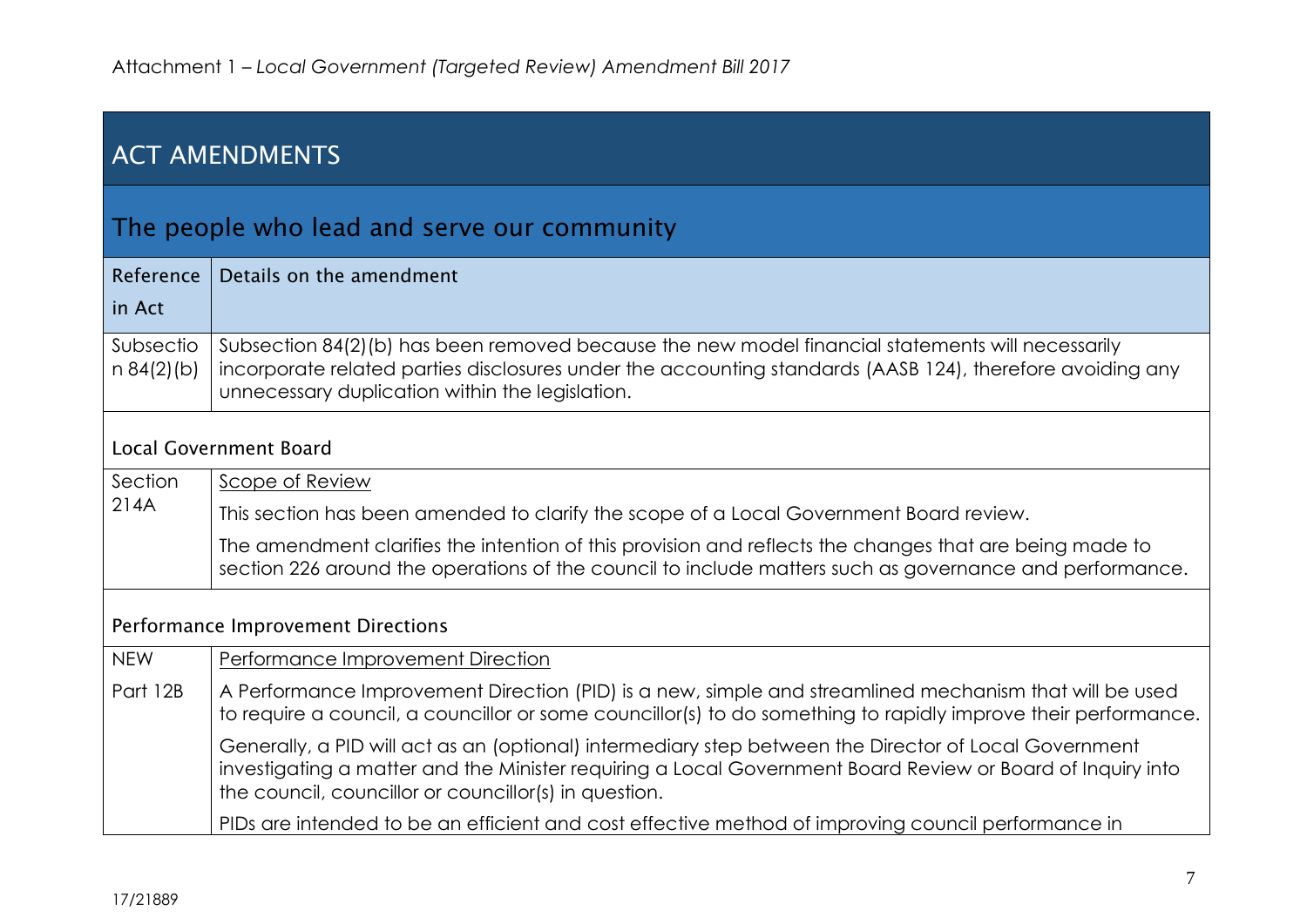## ACT AMENDMENTS

### The people who lead and serve our community

| Reference in Act | Details on the amendment |
|---|---|
| Subsection 84(2)(b) | Subsection 84(2)(b) has been removed because the new model financial statements will necessarily incorporate related parties disclosures under the accounting standards (AASB 124), therefore avoiding any unnecessary duplication within the legislation. |

#### Local Government Board

| Reference in Act | Details on the amendment |
|---|---|
| Section 214A | Scope of Review<br><br>This section has been amended to clarify the scope of a Local Government Board review.<br><br>The amendment clarifies the intention of this provision and reflects the changes that are being made to section 226 around the operations of the council to include matters such as governance and performance. |

#### Performance Improvement Directions

| Reference in Act | Details on the amendment |
|---|---|
| NEW Part 12B | Performance Improvement Direction<br><br>A Performance Improvement Direction (PID) is a new, simple and streamlined mechanism that will be used to require a council, a councillor or some councillor(s) to do something to rapidly improve their performance.<br><br>Generally, a PID will act as an (optional) intermediary step between the Director of Local Government investigating a matter and the Minister requiring a Local Government Board Review or Board of Inquiry into the council, councillor or councillor(s) in question.<br><br>PIDs are intended to be an efficient and cost effective method of improving council performance in |

17/21889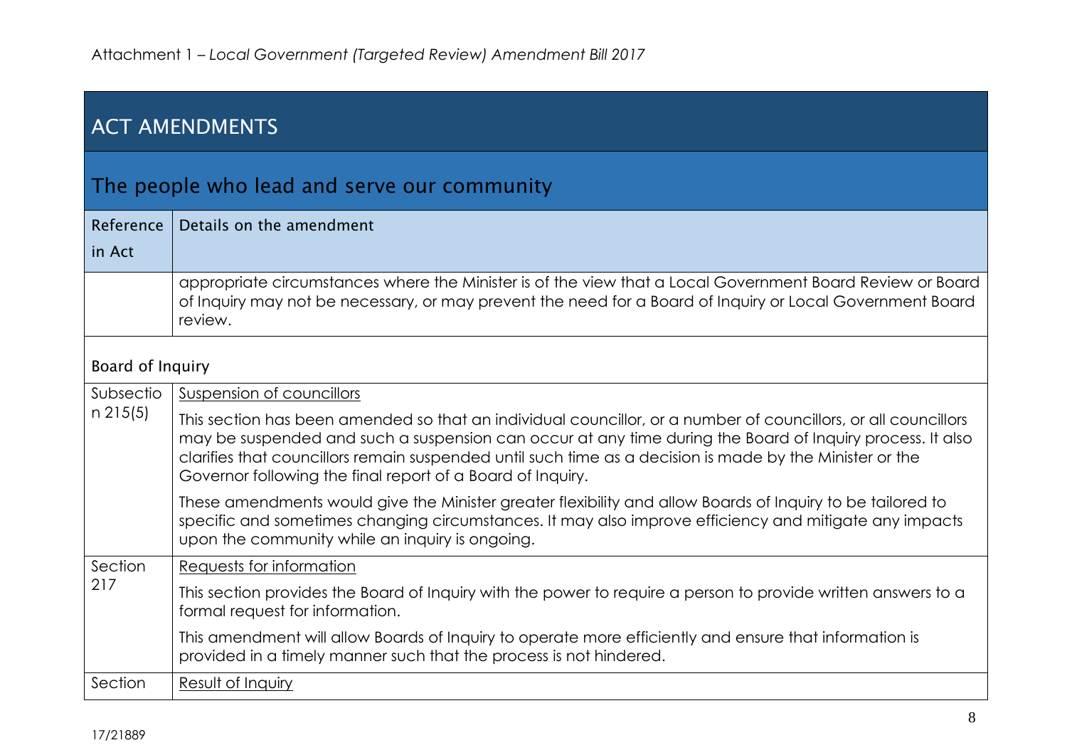## ACT AMENDMENTS

### The people who lead and serve our community

| Reference in Act | Details on the amendment |
| --- | --- |
| | appropriate circumstances where the Minister is of the view that a Local Government Board Review or Board of Inquiry may not be necessary, or may prevent the need for a Board of Inquiry or Local Government Board review. |
| **Board of Inquiry** | |
| Subsection 215(5) | Suspension of councillors<br><br>This section has been amended so that an individual councillor, or a number of councillors, or all councillors may be suspended and such a suspension can occur at any time during the Board of Inquiry process. It also clarifies that councillors remain suspended until such time as a decision is made by the Minister or the Governor following the final report of a Board of Inquiry.<br><br>These amendments would give the Minister greater flexibility and allow Boards of Inquiry to be tailored to specific and sometimes changing circumstances. It may also improve efficiency and mitigate any impacts upon the community while an inquiry is ongoing. |
| Section 217 | Requests for information<br><br>This section provides the Board of Inquiry with the power to require a person to provide written answers to a formal request for information.<br><br>This amendment will allow Boards of Inquiry to operate more efficiently and ensure that information is provided in a timely manner such that the process is not hindered. |
| Section | Result of Inquiry |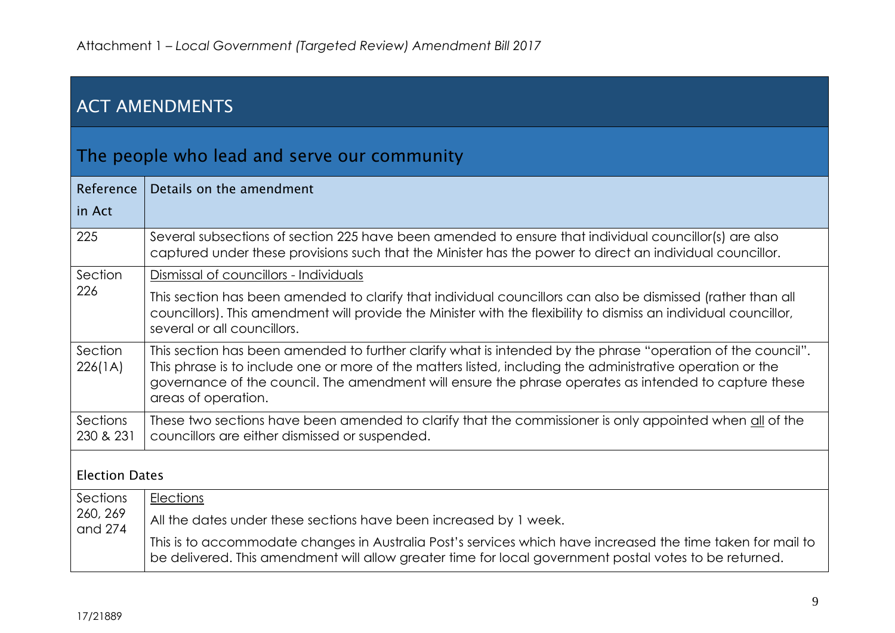Attachment 1 – *Local Government (Targeted Review) Amendment Bill 2017*

## ACT AMENDMENTS

### The people who lead and serve our community

| Reference in Act | Details on the amendment |
|---|---|
| 225 | Several subsections of section 225 have been amended to ensure that individual councillor(s) are also captured under these provisions such that the Minister has the power to direct an individual councillor. |
| Section 226 | Dismissal of councillors - Individuals<br><br>This section has been amended to clarify that individual councillors can also be dismissed (rather than all councillors). This amendment will provide the Minister with the flexibility to dismiss an individual councillor, several or all councillors. |
| Section 226(1A) | This section has been amended to further clarify what is intended by the phrase "operation of the council". This phrase is to include one or more of the matters listed, including the administrative operation or the governance of the council. The amendment will ensure the phrase operates as intended to capture these areas of operation. |
| Sections 230 & 231 | These two sections have been amended to clarify that the commissioner is only appointed when all of the councillors are either dismissed or suspended. |
| **Election Dates** | |
| Sections 260, 269 and 274 | Elections<br><br>All the dates under these sections have been increased by 1 week.<br><br>This is to accommodate changes in Australia Post's services which have increased the time taken for mail to be delivered. This amendment will allow greater time for local government postal votes to be returned. |

17/21889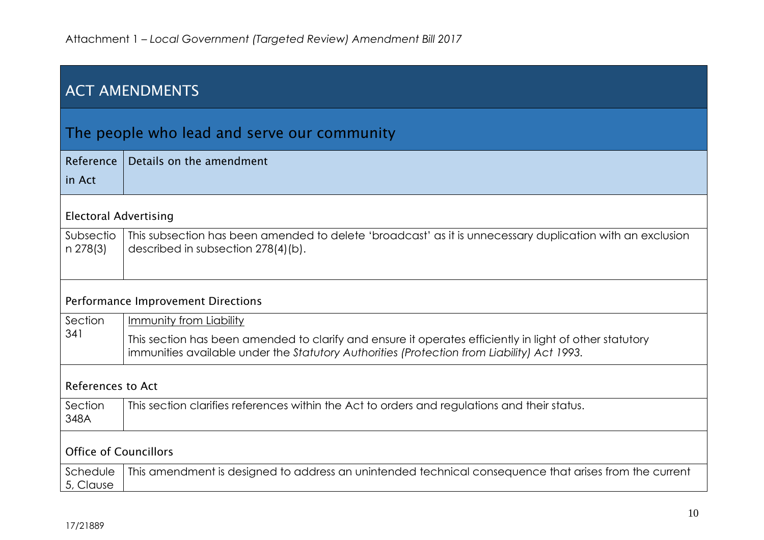| ACT AMENDMENTS | |
|---|---|
| **The people who lead and serve our community** | |
| **Reference in Act** | **Details on the amendment** |
| **Electoral Advertising** | |
| Subsection 278(3) | This subsection has been amended to delete 'broadcast' as it is unnecessary duplication with an exclusion described in subsection 278(4)(b). |
| **Performance Improvement Directions** | |
| Section 341 | Immunity from Liability<br><br>This section has been amended to clarify and ensure it operates efficiently in light of other statutory immunities available under the *Statutory Authorities (Protection from Liability) Act 1993.* |
| **References to Act** | |
| Section 348A | This section clarifies references within the Act to orders and regulations and their status. |
| **Office of Councillors** | |
| Schedule 5, Clause | This amendment is designed to address an unintended technical consequence that arises from the current |

17/21889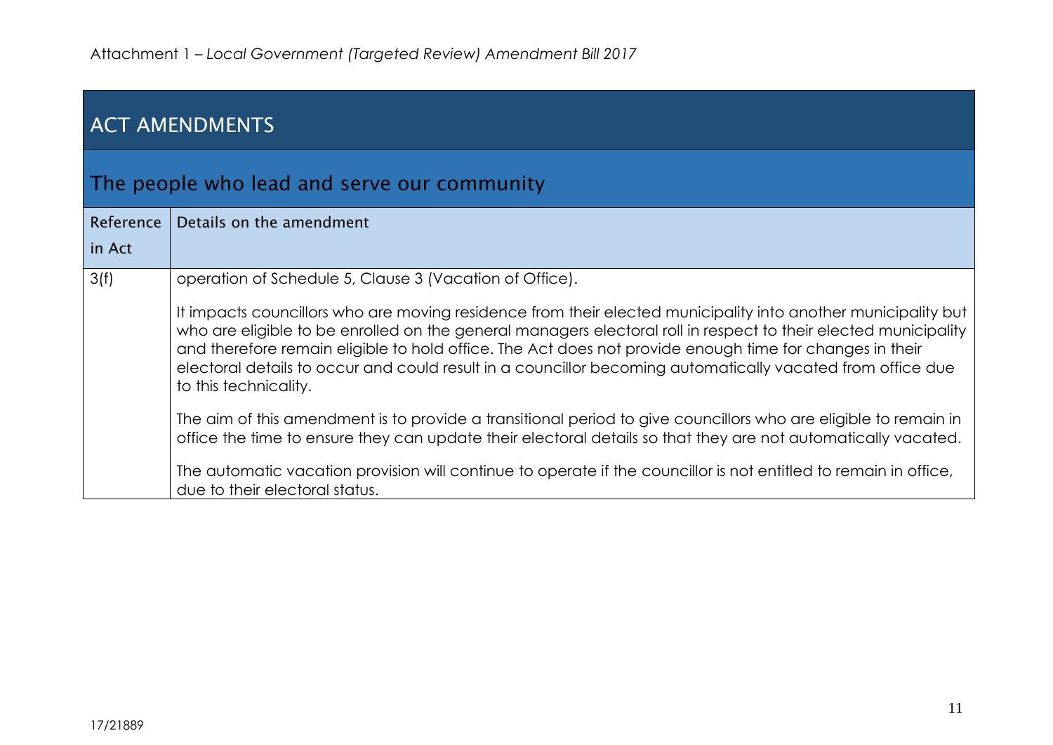## ACT AMENDMENTS

### The people who lead and serve our community

| Reference in Act | Details on the amendment |
|---|---|
| 3(f) | operation of Schedule 5, Clause 3 (Vacation of Office). <br><br> It impacts councillors who are moving residence from their elected municipality into another municipality but who are eligible to be enrolled on the general managers electoral roll in respect to their elected municipality and therefore remain eligible to hold office. The Act does not provide enough time for changes in their electoral details to occur and could result in a councillor becoming automatically vacated from office due to this technicality. <br><br> The aim of this amendment is to provide a transitional period to give councillors who are eligible to remain in office the time to ensure they can update their electoral details so that they are not automatically vacated. <br><br> The automatic vacation provision will continue to operate if the councillor is not entitled to remain in office, due to their electoral status. |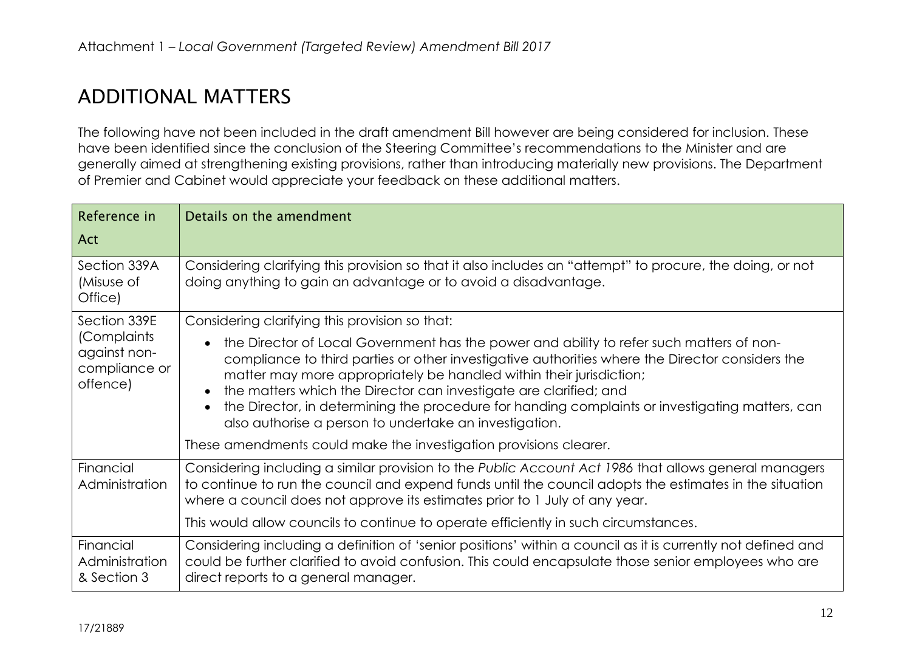## ADDITIONAL MATTERS

The following have not been included in the draft amendment Bill however are being considered for inclusion. These have been identified since the conclusion of the Steering Committee's recommendations to the Minister and are generally aimed at strengthening existing provisions, rather than introducing materially new provisions. The Department of Premier and Cabinet would appreciate your feedback on these additional matters.

| Reference in Act | Details on the amendment |
|---|---|
| Section 339A (Misuse of Office) | Considering clarifying this provision so that it also includes an "attempt" to procure, the doing, or not doing anything to gain an advantage or to avoid a disadvantage. |
| Section 339E (Complaints against non-compliance or offence) | Considering clarifying this provision so that:<br>• the Director of Local Government has the power and ability to refer such matters of non-compliance to third parties or other investigative authorities where the Director considers the matter may more appropriately be handled within their jurisdiction;<br>• the matters which the Director can investigate are clarified; and<br>• the Director, in determining the procedure for handing complaints or investigating matters, can also authorise a person to undertake an investigation.<br>These amendments could make the investigation provisions clearer. |
| Financial Administration | Considering including a similar provision to the *Public Account Act 1986* that allows general managers to continue to run the council and expend funds until the council adopts the estimates in the situation where a council does not approve its estimates prior to 1 July of any year.<br>This would allow councils to continue to operate efficiently in such circumstances. |
| Financial Administration & Section 3 | Considering including a definition of 'senior positions' within a council as it is currently not defined and could be further clarified to avoid confusion. This could encapsulate those senior employees who are direct reports to a general manager. |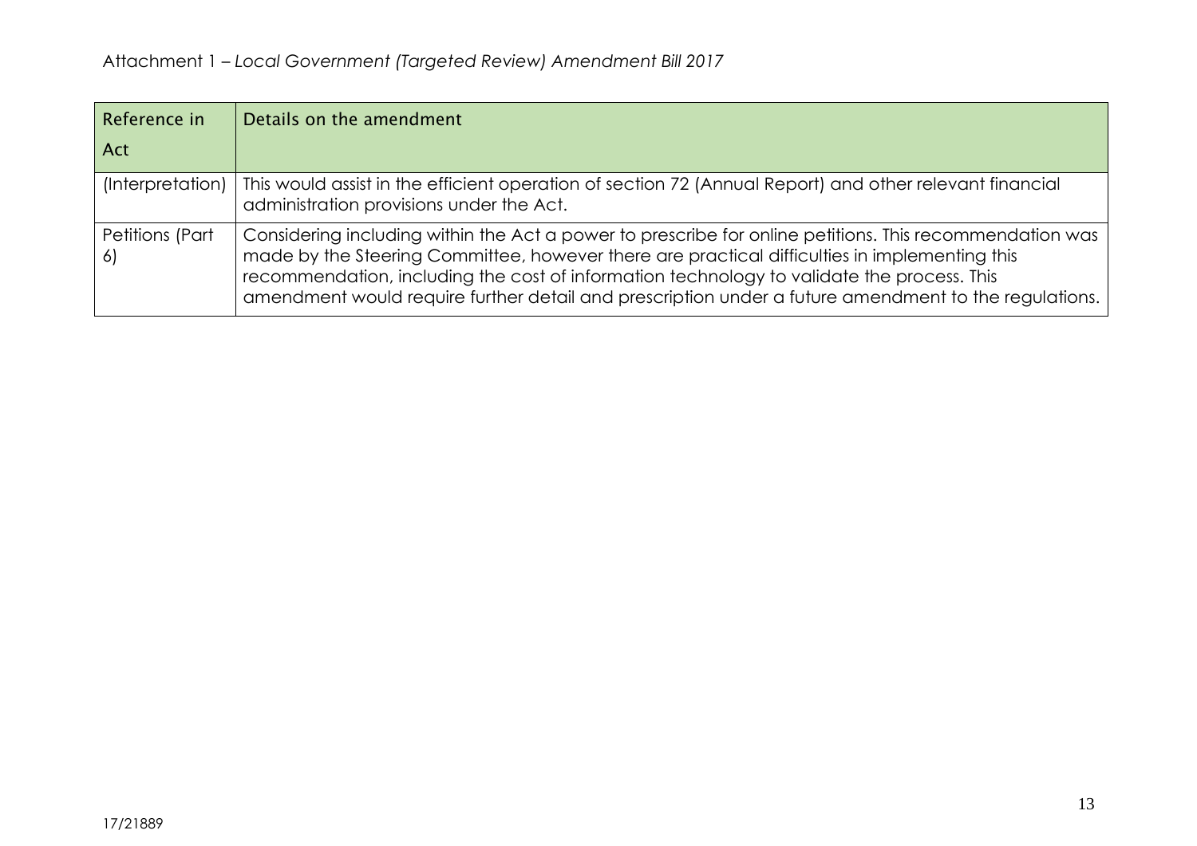Attachment 1 – *Local Government (Targeted Review) Amendment Bill 2017*

| Reference in Act | Details on the amendment |
| --- | --- |
| (Interpretation) | This would assist in the efficient operation of section 72 (Annual Report) and other relevant financial administration provisions under the Act. |
| Petitions (Part 6) | Considering including within the Act a power to prescribe for online petitions. This recommendation was made by the Steering Committee, however there are practical difficulties in implementing this recommendation, including the cost of information technology to validate the process. This amendment would require further detail and prescription under a future amendment to the regulations. |

17/21889